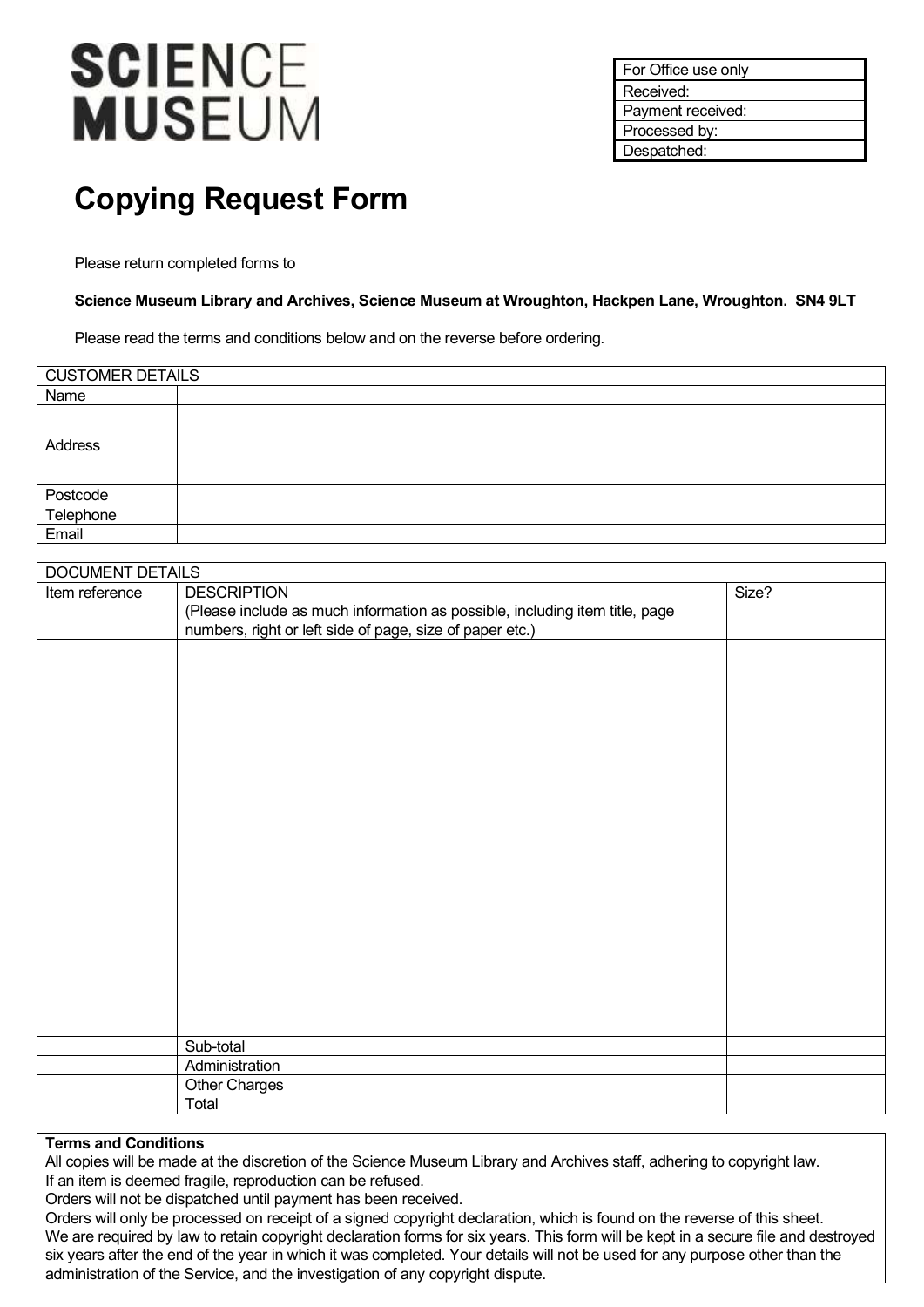**SCIENCE MUSEUM**

| For Office use only |
|---|
| Received: |
| Payment received: |
| Processed by: |
| Despatched: |

# Copying Request Form

Please return completed forms to

**Science Museum Library and Archives, Science Museum at Wroughton, Hackpen Lane, Wroughton. SN4 9LT**

Please read the terms and conditions below and on the reverse before ordering.

| CUSTOMER DETAILS | |
|---|---|
| Name | |
| Address | |
| Postcode | |
| Telephone | |
| Email | |

| DOCUMENT DETAILS | | |
|---|---|---|
| Item reference | DESCRIPTION (Please include as much information as possible, including item title, page numbers, right or left side of page, size of paper etc.) | Size? |
| | | |
| | Sub-total | |
| | Administration | |
| | Other Charges | |
| | Total | |

**Terms and Conditions**

All copies will be made at the discretion of the Science Museum Library and Archives staff, adhering to copyright law.
If an item is deemed fragile, reproduction can be refused.
Orders will not be dispatched until payment has been received.
Orders will only be processed on receipt of a signed copyright declaration, which is found on the reverse of this sheet.
We are required by law to retain copyright declaration forms for six years. This form will be kept in a secure file and destroyed six years after the end of the year in which it was completed. Your details will not be used for any purpose other than the administration of the Service, and the investigation of any copyright dispute.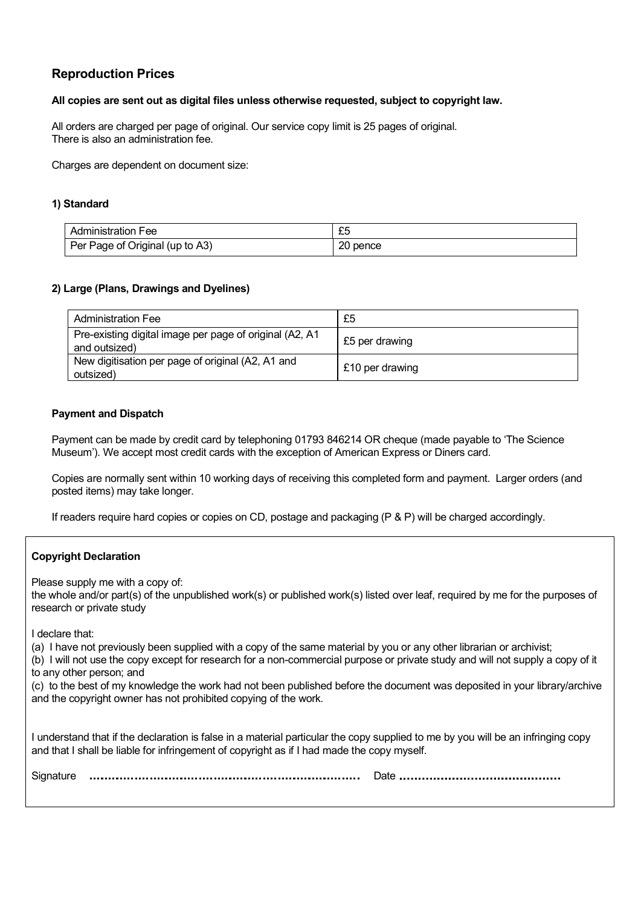## Reproduction Prices

**All copies are sent out as digital files unless otherwise requested, subject to copyright law.**

All orders are charged per page of original. Our service copy limit is 25 pages of original.
There is also an administration fee.

Charges are dependent on document size:

### 1) Standard

| | |
|---|---|
| Administration Fee | £5 |
| Per Page of Original (up to A3) | 20 pence |

### 2) Large (Plans, Drawings and Dyelines)

| | |
|---|---|
| Administration Fee | £5 |
| Pre-existing digital image per page of original (A2, A1 and outsized) | £5 per drawing |
| New digitisation per page of original (A2, A1 and outsized) | £10 per drawing |

### Payment and Dispatch

Payment can be made by credit card by telephoning 01793 846214 OR cheque (made payable to 'The Science Museum'). We accept most credit cards with the exception of American Express or Diners card.

Copies are normally sent within 10 working days of receiving this completed form and payment. Larger orders (and posted items) may take longer.

If readers require hard copies or copies on CD, postage and packaging (P & P) will be charged accordingly.

### Copyright Declaration

Please supply me with a copy of:
the whole and/or part(s) of the unpublished work(s) or published work(s) listed over leaf, required by me for the purposes of research or private study

I declare that:
(a) I have not previously been supplied with a copy of the same material by you or any other librarian or archivist;
(b) I will not use the copy except for research for a non-commercial purpose or private study and will not supply a copy of it to any other person; and
(c) to the best of my knowledge the work had not been published before the document was deposited in your library/archive and the copyright owner has not prohibited copying of the work.

I understand that if the declaration is false in a material particular the copy supplied to me by you will be an infringing copy and that I shall be liable for infringement of copyright as if I had made the copy myself.

Signature ........................................................................ Date ..........................................